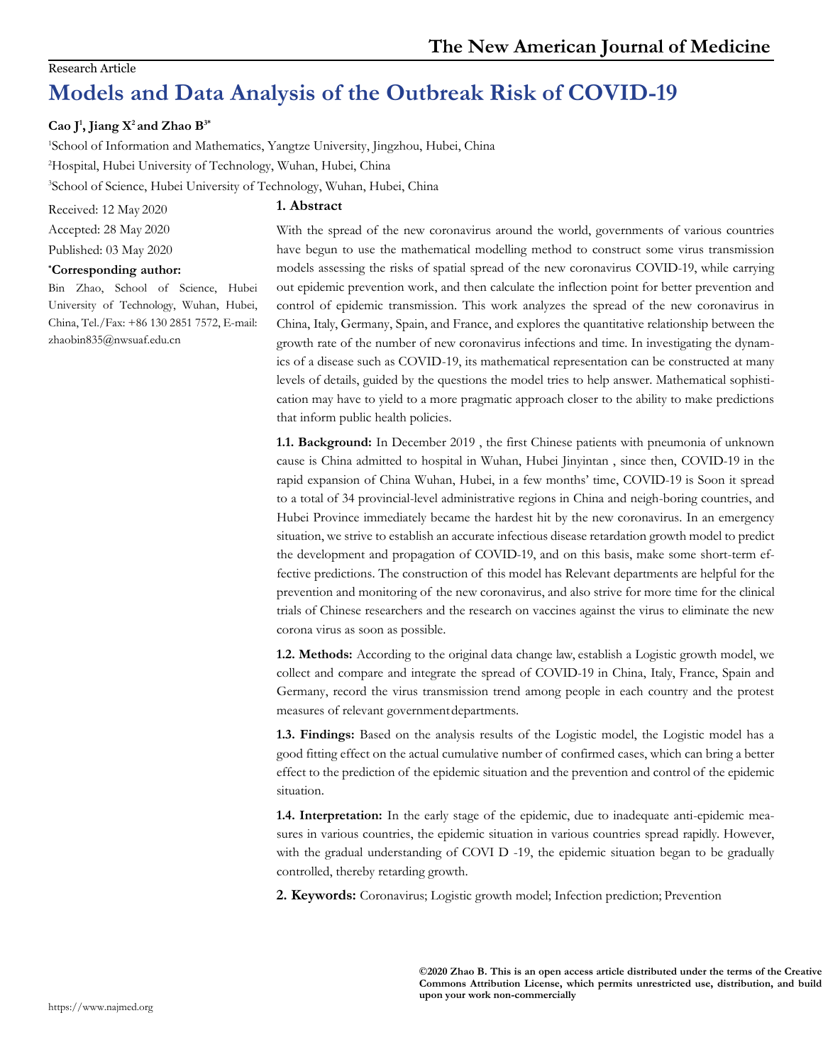Research Article

# Models and Data Analysis of the Outbreak Risk of COVID-19

**Cao J[1], Jiang X[2] and Zhao B[3*]**

[1]School of Information and Mathematics, Yangtze University, Jingzhou, Hubei, China

[2]Hospital, Hubei University of Technology, Wuhan, Hubei, China

[3]School of Science, Hubei University of Technology, Wuhan, Hubei, China

Received: 12 May 2020

Accepted: 28 May 2020

Published: 03 May 2020

**[*]Corresponding author:**

Bin Zhao, School of Science, Hubei University of Technology, Wuhan, Hubei, China, Tel./Fax: +86 130 2851 7572, E-mail: zhaobin835@nwsuaf.edu.cn

## 1. Abstract

With the spread of the new coronavirus around the world, governments of various countries have begun to use the mathematical modelling method to construct some virus transmission models assessing the risks of spatial spread of the new coronavirus COVID-19, while carrying out epidemic prevention work, and then calculate the inflection point for better prevention and control of epidemic transmission. This work analyzes the spread of the new coronavirus in China, Italy, Germany, Spain, and France, and explores the quantitative relationship between the growth rate of the number of new coronavirus infections and time. In investigating the dynamics of a disease such as COVID-19, its mathematical representation can be constructed at many levels of details, guided by the questions the model tries to help answer. Mathematical sophistication may have to yield to a more pragmatic approach closer to the ability to make predictions that inform public health policies.

**1.1. Background:** In December 2019 , the first Chinese patients with pneumonia of unknown cause is China admitted to hospital in Wuhan, Hubei Jinyintan , since then, COVID-19 in the rapid expansion of China Wuhan, Hubei, in a few months' time, COVID-19 is Soon it spread to a total of 34 provincial-level administrative regions in China and neigh-boring countries, and Hubei Province immediately became the hardest hit by the new coronavirus. In an emergency situation, we strive to establish an accurate infectious disease retardation growth model to predict the development and propagation of COVID-19, and on this basis, make some short-term effective predictions. The construction of this model has Relevant departments are helpful for the prevention and monitoring of the new coronavirus, and also strive for more time for the clinical trials of Chinese researchers and the research on vaccines against the virus to eliminate the new corona virus as soon as possible.

**1.2. Methods:** According to the original data change law, establish a Logistic growth model, we collect and compare and integrate the spread of COVID-19 in China, Italy, France, Spain and Germany, record the virus transmission trend among people in each country and the protest measures of relevant government departments.

**1.3. Findings:** Based on the analysis results of the Logistic model, the Logistic model has a good fitting effect on the actual cumulative number of confirmed cases, which can bring a better effect to the prediction of the epidemic situation and the prevention and control of the epidemic situation.

**1.4. Interpretation:** In the early stage of the epidemic, due to inadequate anti-epidemic measures in various countries, the epidemic situation in various countries spread rapidly. However, with the gradual understanding of COVI D -19, the epidemic situation began to be gradually controlled, thereby retarding growth.

## 2. Keywords:

Coronavirus; Logistic growth model; Infection prediction; Prevention

**©2020 Zhao B. This is an open access article distributed under the terms of the Creative Commons Attribution License, which permits unrestricted use, distribution, and build upon your work non-commercially**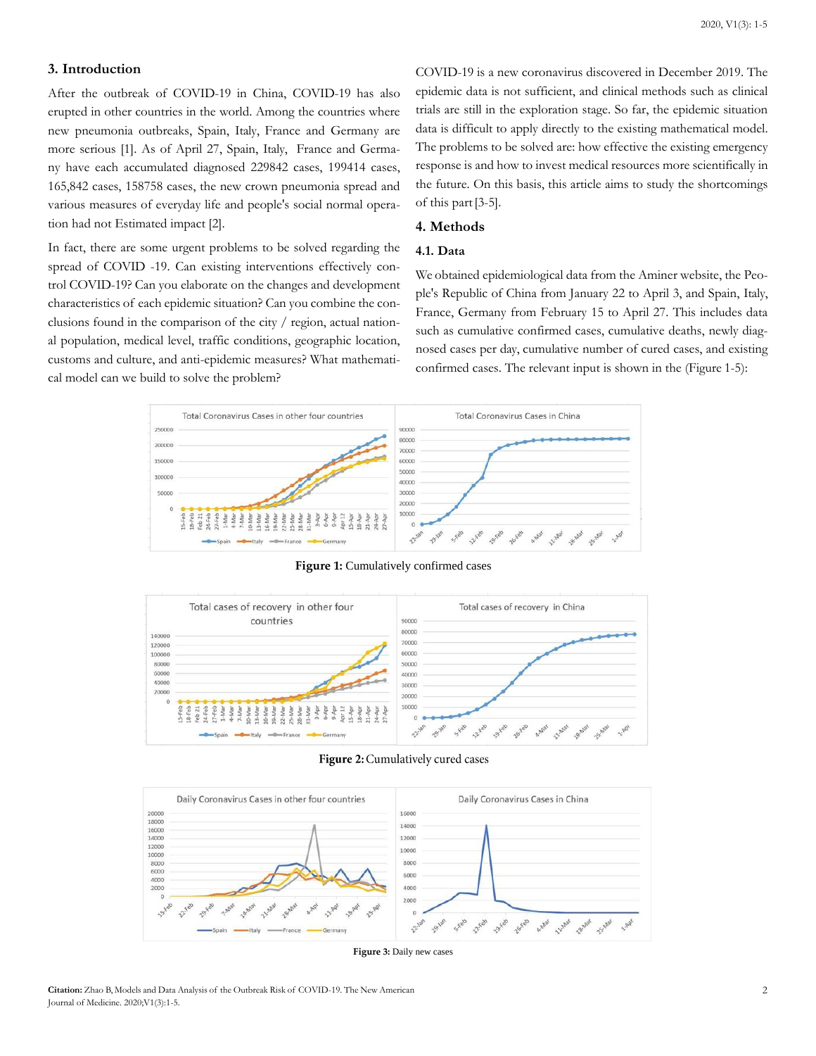## 3. Introduction

After the outbreak of COVID-19 in China, COVID-19 has also erupted in other countries in the world. Among the countries where new pneumonia outbreaks, Spain, Italy, France and Germany are more serious [1]. As of April 27, Spain, Italy, France and Germany have each accumulated diagnosed 229842 cases, 199414 cases, 165,842 cases, 158758 cases, the new crown pneumonia spread and various measures of everyday life and people's social normal operation had not Estimated impact [2].

In fact, there are some urgent problems to be solved regarding the spread of COVID -19. Can existing interventions effectively control COVID-19? Can you elaborate on the changes and development characteristics of each epidemic situation? Can you combine the conclusions found in the comparison of the city / region, actual national population, medical level, traffic conditions, geographic location, customs and culture, and anti-epidemic measures? What mathematical model can we build to solve the problem?

COVID-19 is a new coronavirus discovered in December 2019. The epidemic data is not sufficient, and clinical methods such as clinical trials are still in the exploration stage. So far, the epidemic situation data is difficult to apply directly to the existing mathematical model. The problems to be solved are: how effective the existing emergency response is and how to invest medical resources more scientifically in the future. On this basis, this article aims to study the shortcomings of this part [3-5].

## 4. Methods

### 4.1. Data

We obtained epidemiological data from the Aminer website, the People's Republic of China from January 22 to April 3, and Spain, Italy, France, Germany from February 15 to April 27. This includes data such as cumulative confirmed cases, cumulative deaths, newly diagnosed cases per day, cumulative number of cured cases, and existing confirmed cases. The relevant input is shown in the (Figure 1-5):

Total Coronavirus Cases in other four countries

Spain, Italy, France, Germany

Total Coronavirus Cases in China

**Figure 1:** Cumulatively confirmed cases

Total cases of recovery in other four countries

Spain, Italy, France, Germany

Total cases of recovery in China

**Figure 2:** Cumulatively cured cases

Daily Coronavirus Cases in other four countries

Spain, Italy, France, Germany

Daily Coronavirus Cases in China

**Figure 3:** Daily new cases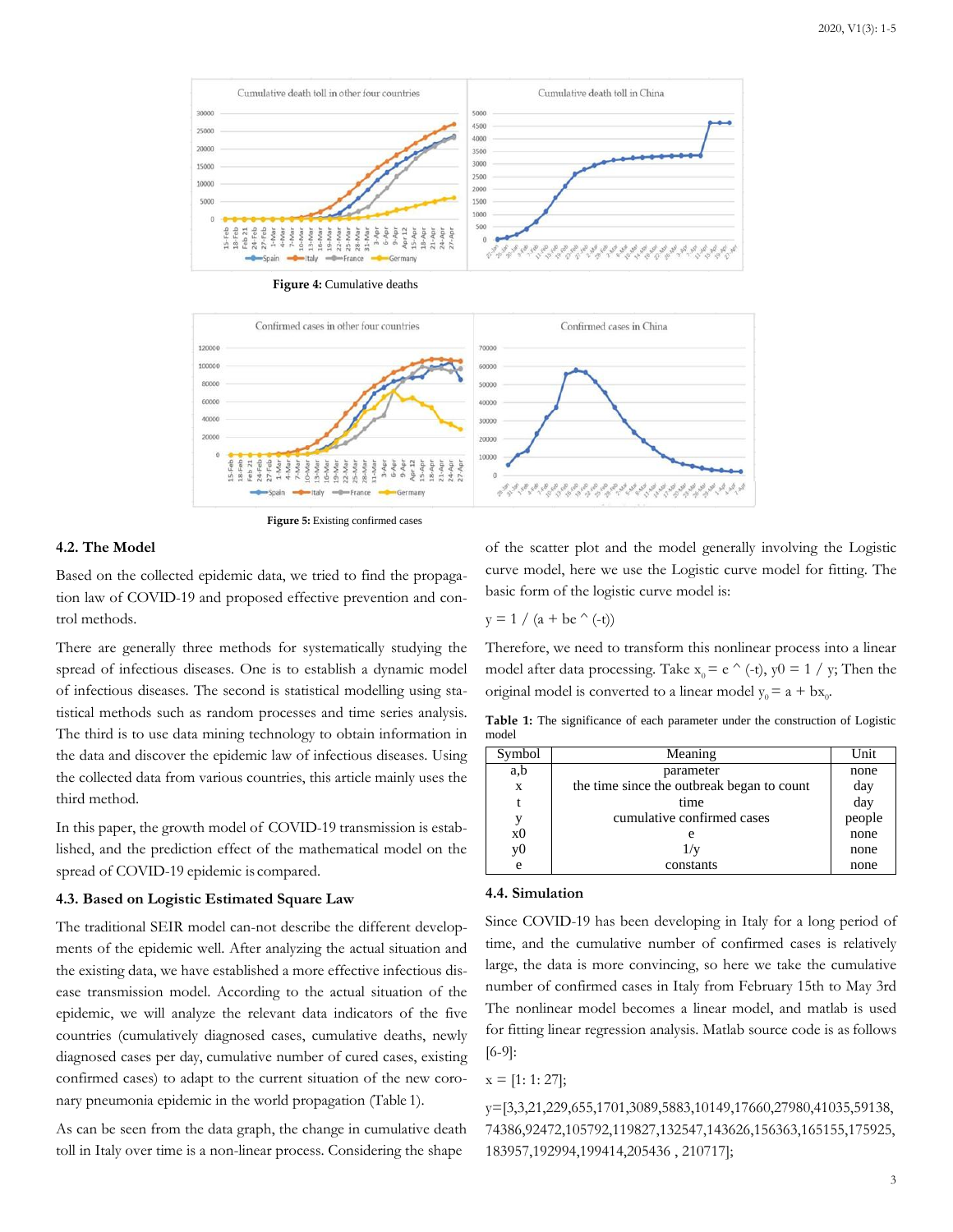Cumulative death toll in other four countries

30000
25000
20000
15000
10000
5000
0

15-Feb 18-Feb Feb 21 24-Feb 27-Feb 1-Mar 4-Mar 7-Mar 10-Mar 13-Mar 16-Mar 19-Mar 22-Mar 25-Mar 28-Mar 31-Mar 3-Apr 6-Apr 9-Apr Apr 12 15-Apr 18-Apr 21-Apr 24-Apr 27-Apr

Spain Italy France Germany

Cumulative death toll in China

5000
4500
4000
3500
3000
2500
2000
1500
1000
500
0

**Figure 4:** Cumulative deaths

Confirmed cases in other four countries

120000
100000
80000
60000
40000
20000
0

15-Feb 18-Feb Feb 21 24-Feb 27-Feb 1-Mar 4-Mar 7-Mar 10-Mar 13-Mar 16-Mar 19-Mar 22-Mar 25-Mar 28-Mar 31-Mar 3-Apr 6-Apr 9-Apr Apr 12 15-Apr 18-Apr 21-Apr 24-Apr 27-Apr

Spain Italy France Germany

Confirmed cases in China

70000
60000
50000
40000
30000
20000
10000
0

**Figure 5:** Existing confirmed cases

### 4.2. The Model

Based on the collected epidemic data, we tried to find the propagation law of COVID-19 and proposed effective prevention and control methods.

There are generally three methods for systematically studying the spread of infectious diseases. One is to establish a dynamic model of infectious diseases. The second is statistical modelling using statistical methods such as random processes and time series analysis. The third is to use data mining technology to obtain information in the data and discover the epidemic law of infectious diseases. Using the collected data from various countries, this article mainly uses the third method.

In this paper, the growth model of COVID-19 transmission is established, and the prediction effect of the mathematical model on the spread of COVID-19 epidemic is compared.

### 4.3. Based on Logistic Estimated Square Law

The traditional SEIR model can-not describe the different developments of the epidemic well. After analyzing the actual situation and the existing data, we have established a more effective infectious disease transmission model. According to the actual situation of the epidemic, we will analyze the relevant data indicators of the five countries (cumulatively diagnosed cases, cumulative deaths, newly diagnosed cases per day, cumulative number of cured cases, existing confirmed cases) to adapt to the current situation of the new coronary pneumonia epidemic in the world propagation (Table 1).

As can be seen from the data graph, the change in cumulative death toll in Italy over time is a non-linear process. Considering the shape of the scatter plot and the model generally involving the Logistic curve model, here we use the Logistic curve model for fitting. The basic form of the logistic curve model is:

y = 1 / (a + be ^ (-t))

Therefore, we need to transform this nonlinear process into a linear model after data processing. Take $x_0$ = e ^ (-t), y0 = 1 / y; Then the original model is converted to a linear model $y_0 = a + bx_0$.

**Table 1:** The significance of each parameter under the construction of Logistic model

| Symbol | Meaning | Unit |
|---|---|---|
| a,b | parameter | none |
| x | the time since the outbreak began to count | day |
| t | time | day |
| y | cumulative confirmed cases | people |
| x0 | e | none |
| y0 | 1/y | none |
| e | constants | none |

### 4.4. Simulation

Since COVID-19 has been developing in Italy for a long period of time, and the cumulative number of confirmed cases is relatively large, the data is more convincing, so here we take the cumulative number of confirmed cases in Italy from February 15th to May 3rd The nonlinear model becomes a linear model, and matlab is used for fitting linear regression analysis. Matlab source code is as follows [6-9]:

```
x = [1: 1: 27];

y=[3,3,21,229,655,1701,3089,5883,10149,17660,27980,41035,59138,74386,92472,105792,119827,132547,143626,156363,165155,175925,183957,192994,199414,205436 , 210717];
```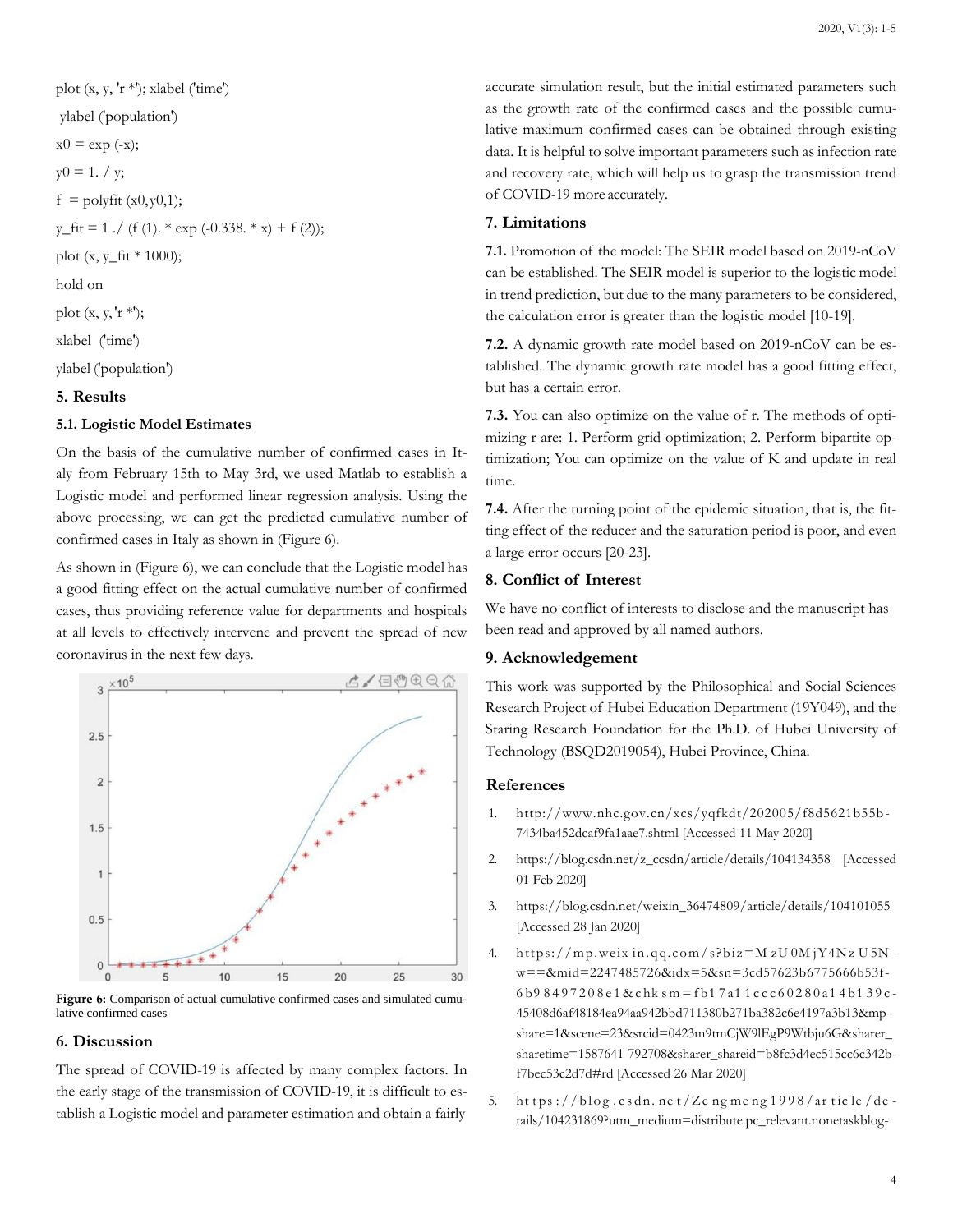```
plot (x, y, 'r *'); xlabel ('time')
 ylabel ('population')
x0 = exp (-x);
y0 = 1. / y;
f  = polyfit (x0,y0,1);
y_fit = 1 ./ (f (1). * exp (-0.338. * x) + f (2));
plot (x, y_fit * 1000);
hold on
plot (x, y,'r *');
xlabel  ('time')
ylabel ('population')
```

## 5. Results

### 5.1. Logistic Model Estimates

On the basis of the cumulative number of confirmed cases in Italy from February 15th to May 3rd, we used Matlab to establish a Logistic model and performed linear regression analysis. Using the above processing, we can get the predicted cumulative number of confirmed cases in Italy as shown in (Figure 6).

As shown in (Figure 6), we can conclude that the Logistic model has a good fitting effect on the actual cumulative number of confirmed cases, thus providing reference value for departments and hospitals at all levels to effectively intervene and prevent the spread of new coronavirus in the next few days.

$\times 10^5$
3
2.5
2
1.5
1
0.5
0
0 5 10 15 20 25 30

**Figure 6:** Comparison of actual cumulative confirmed cases and simulated cumulative confirmed cases

## 6. Discussion

The spread of COVID-19 is affected by many complex factors. In the early stage of the transmission of COVID-19, it is difficult to establish a Logistic model and parameter estimation and obtain a fairly accurate simulation result, but the initial estimated parameters such as the growth rate of the confirmed cases and the possible cumulative maximum confirmed cases can be obtained through existing data. It is helpful to solve important parameters such as infection rate and recovery rate, which will help us to grasp the transmission trend of COVID-19 more accurately.

## 7. Limitations

**7.1.** Promotion of the model: The SEIR model based on 2019-nCoV can be established. The SEIR model is superior to the logistic model in trend prediction, but due to the many parameters to be considered, the calculation error is greater than the logistic model [10-19].

**7.2.** A dynamic growth rate model based on 2019-nCoV can be established. The dynamic growth rate model has a good fitting effect, but has a certain error.

**7.3.** You can also optimize on the value of r. The methods of optimizing r are: 1. Perform grid optimization; 2. Perform bipartite optimization; You can optimize on the value of K and update in real time.

**7.4.** After the turning point of the epidemic situation, that is, the fitting effect of the reducer and the saturation period is poor, and even a large error occurs [20-23].

## 8. Conflict of Interest

We have no conflict of interests to disclose and the manuscript has been read and approved by all named authors.

## 9. Acknowledgement

This work was supported by the Philosophical and Social Sciences Research Project of Hubei Education Department (19Y049), and the Staring Research Foundation for the Ph.D. of Hubei University of Technology (BSQD2019054), Hubei Province, China.

## References

1. http://www.nhc.gov.cn/xcs/yqfkdt/202005/f8d5621b55b-7434ba452dcaf9fa1aae7.shtml [Accessed 11 May 2020]
2. https://blog.csdn.net/z_ccsdn/article/details/104134358 [Accessed 01 Feb 2020]
3. https://blog.csdn.net/weixin_36474809/article/details/104101055 [Accessed 28 Jan 2020]
4. https://mp.weixin.qq.com/s?biz=MzU0MjY4NzU5N-w==&mid=2247485726&idx=5&sn=3cd57623b6775666b53f-6b98497208e1&chksm=fb17a11ccc60280a14b139c-45408d6af48184ea94aa942bbd711380b271ba382c6e4197a3b13&mpshare=1&scene=23&srcid=0423m9tmCjW9lEgP9Wtbju6G&sharer_sharetime=1587641 792708&sharer_shareid=b8fc3d4ec515cc6c342b-f7bec53c2d7d#rd [Accessed 26 Mar 2020]
5. https://blog.csdn.net/Zengmeng1998/article/details/104231869?utm_medium=distribute.pc_relevant.nonetaskblog-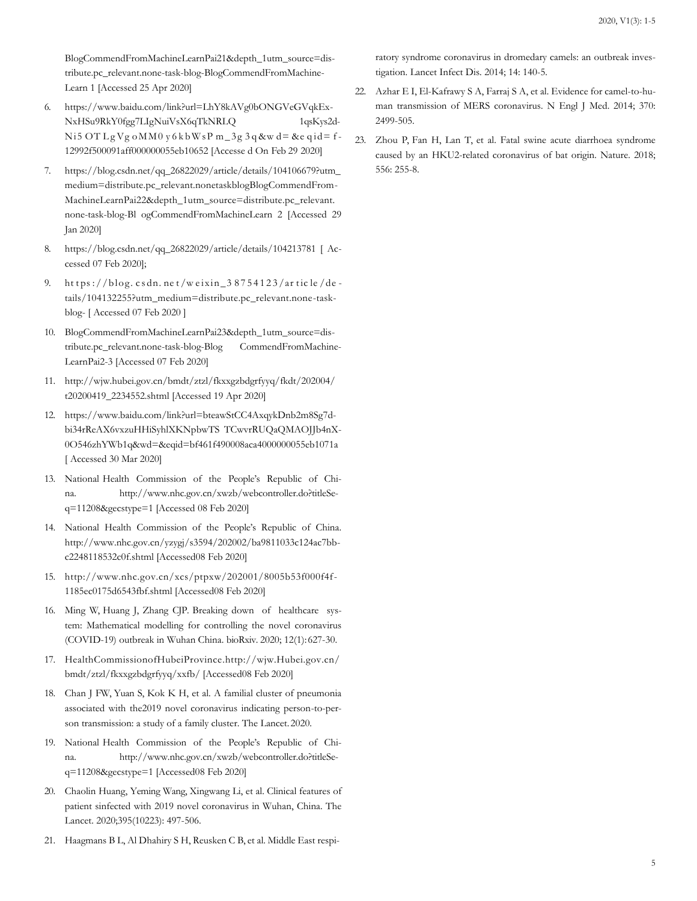BlogCommendFromMachineLearnPai21&depth_1utm_source=distribute.pc_relevant.none-task-blog-BlogCommendFromMachineLearn 1 [Accessed 25 Apr 2020]

6. https://www.baidu.com/link?url=LhY8kAVg0bONGVeGVqkExNxHSu9RkY0fgg7LIgNuiVsX6qTkNRLQ 1qsKys2dNi5 OT LgVg oMM0 y6kbWsP m_3g 3q&w d= &e qid= f-12992f500091aff000000055eb10652 [Accesse d On Feb 29 2020]

7. https://blog.csdn.net/qq_26822029/article/details/104106679?utm_medium=distribute.pc_relevant.nonetaskblogBlogCommendFromMachineLearnPai22&depth_1utm_source=distribute.pc_relevant.none-task-blog-Bl ogCommendFromMachineLearn 2 [Accessed 29 Jan 2020]

8. https://blog.csdn.net/qq_26822029/article/details/104213781 [ Accessed 07 Feb 2020];

9. ht tps : / / blog. c sdn. ne t / w eixin_3 8 7 5 4 1 2 3 / ar tic le / de - tails/104132255?utm_medium=distribute.pc_relevant.none-task-blog- [ Accessed 07 Feb 2020 ]

10. BlogCommendFromMachineLearnPai23&depth_1utm_source=distribute.pc_relevant.none-task-blog-Blog CommendFromMachineLearnPai2-3 [Accessed 07 Feb 2020]

11. http://wjw.hubei.gov.cn/bmdt/ztzl/fkxxgzbdgrfyyq/fkdt/202004/t20200419_2234552.shtml [Accessed 19 Apr 2020]

12. https://www.baidu.com/link?url=bteawStCC4AxqykDnb2m8Sg7dbi34rReAX6vxzuHHiSyhlXKNpbwTS TCwvrRUQaQMAOJJb4nX0O546zhYWb1q&wd=&eqid=bf461f490008aca4000000055eb1071a [ Accessed 30 Mar 2020]

13. National Health Commission of the People's Republic of China. http://www.nhc.gov.cn/xwzb/webcontroller.do?titleSeq=11208&gecstype=1 [Accessed 08 Feb 2020]

14. National Health Commission of the People's Republic of China. http://www.nhc.gov.cn/yzygj/s3594/202002/ba9811033c124ac7bbc2248118532c0f.shtml [Accessed08 Feb 2020]

15. http://www.nhc.gov.cn/xcs/ptpxw/202001/8005b53f000f4f-1185ec0175d6543fbf.shtml [Accessed08 Feb 2020]

16. Ming W, Huang J, Zhang CJP. Breaking down of healthcare system: Mathematical modelling for controlling the novel coronavirus (COVID-19) outbreak in Wuhan China. bioRxiv. 2020; 12(1):627-30.

17. HealthCommissionofHubeiProvince.http://wjw.Hubei.gov.cn/bmdt/ztzl/fkxxgzbdgrfyyq/xxfb/ [Accessed08 Feb 2020]

18. Chan J FW, Yuan S, Kok K H, et al. A familial cluster of pneumonia associated with the2019 novel coronavirus indicating person-to-person transmission: a study of a family cluster. The Lancet. 2020.

19. National Health Commission of the People's Republic of China. http://www.nhc.gov.cn/xwzb/webcontroller.do?titleSeq=11208&gecstype=1 [Accessed08 Feb 2020]

20. Chaolin Huang, Yeming Wang, Xingwang Li, et al. Clinical features of patient sinfected with 2019 novel coronavirus in Wuhan, China. The Lancet. 2020;395(10223): 497-506.

21. Haagmans B L, Al Dhahiry S H, Reusken C B, et al. Middle East respiratory syndrome coronavirus in dromedary camels: an outbreak investigation. Lancet Infect Dis. 2014; 14: 140-5.

22. Azhar E I, El-Kafrawy S A, Farraj S A, et al. Evidence for camel-to-human transmission of MERS coronavirus. N Engl J Med. 2014; 370: 2499-505.

23. Zhou P, Fan H, Lan T, et al. Fatal swine acute diarrhoea syndrome caused by an HKU2-related coronavirus of bat origin. Nature. 2018; 556: 255-8.